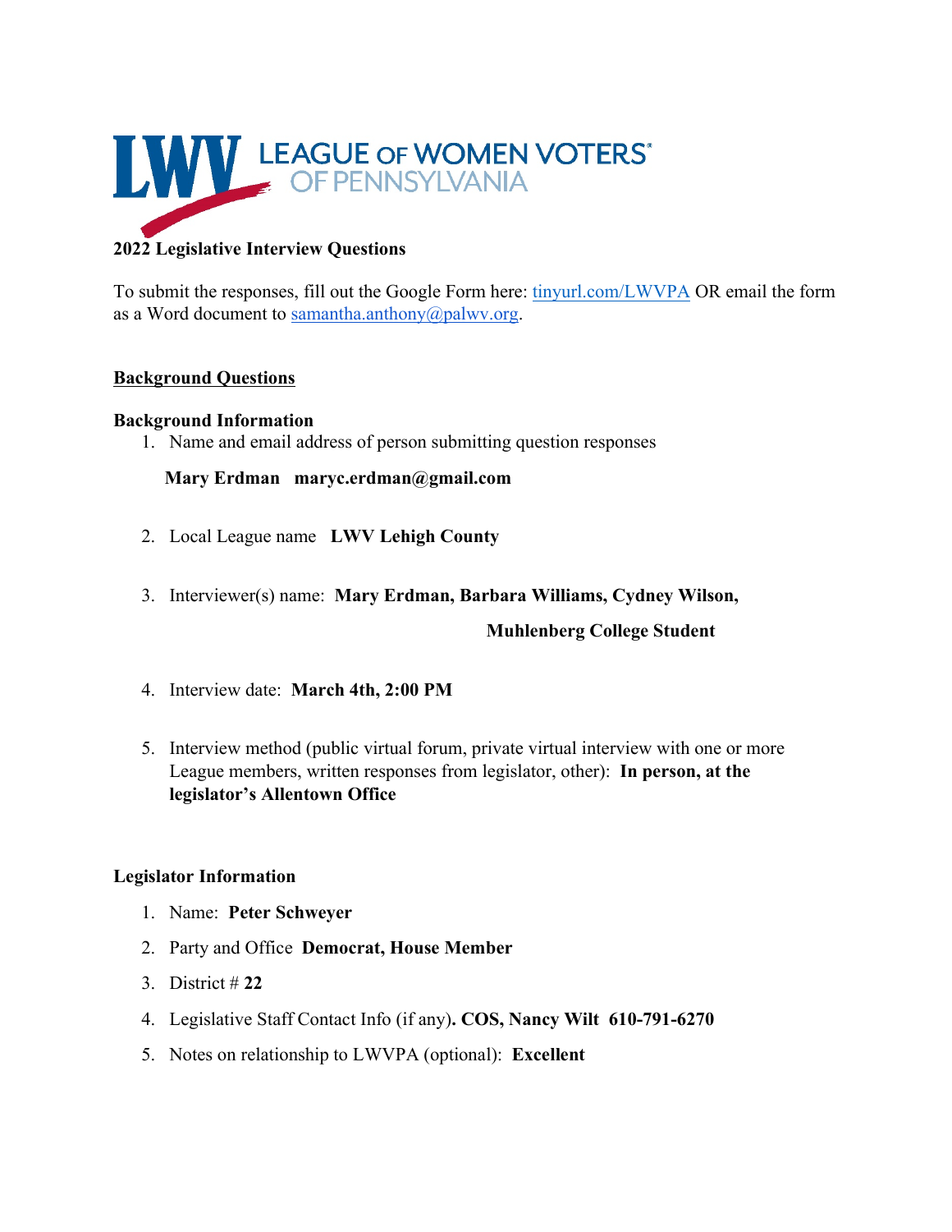LEAGUE OF WOMEN VOTERS OF PENNSYLVANIA

**2022 Legislative Interview Questions**

To submit the responses, fill out the Google Form here: [tinyurl.com/LWVPA](tinyurl.com/LWVPA) OR email the form as a Word document to [samantha.anthony@palwv.org](mailto:samantha.anthony@palwv.org).

## Background Questions

### Background Information

1. Name and email address of person submitting question responses

   **Mary Erdman maryc.erdman@gmail.com**

2. Local League name **LWV Lehigh County**

3. Interviewer(s) name: **Mary Erdman, Barbara Williams, Cydney Wilson, Muhlenberg College Student**

4. Interview date: **March 4th, 2:00 PM**

5. Interview method (public virtual forum, private virtual interview with one or more League members, written responses from legislator, other): **In person, at the legislator's Allentown Office**

### Legislator Information

1. Name: **Peter Schweyer**
2. Party and Office **Democrat, House Member**
3. District # **22**
4. Legislative Staff Contact Info (if any)**. COS, Nancy Wilt 610-791-6270**
5. Notes on relationship to LWVPA (optional): **Excellent**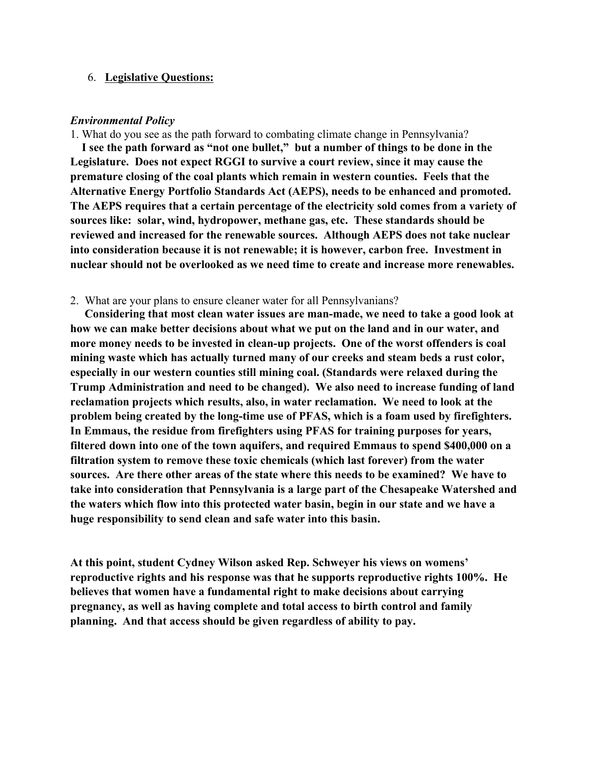6. **Legislative Questions:**

***Environmental Policy***

1. What do you see as the path forward to combating climate change in Pennsylvania?

**I see the path forward as "not one bullet," but a number of things to be done in the Legislature. Does not expect RGGI to survive a court review, since it may cause the premature closing of the coal plants which remain in western counties. Feels that the Alternative Energy Portfolio Standards Act (AEPS), needs to be enhanced and promoted. The AEPS requires that a certain percentage of the electricity sold comes from a variety of sources like: solar, wind, hydropower, methane gas, etc. These standards should be reviewed and increased for the renewable sources. Although AEPS does not take nuclear into consideration because it is not renewable; it is however, carbon free. Investment in nuclear should not be overlooked as we need time to create and increase more renewables.**

2. What are your plans to ensure cleaner water for all Pennsylvanians?

**Considering that most clean water issues are man-made, we need to take a good look at how we can make better decisions about what we put on the land and in our water, and more money needs to be invested in clean-up projects. One of the worst offenders is coal mining waste which has actually turned many of our creeks and steam beds a rust color, especially in our western counties still mining coal. (Standards were relaxed during the Trump Administration and need to be changed). We also need to increase funding of land reclamation projects which results, also, in water reclamation. We need to look at the problem being created by the long-time use of PFAS, which is a foam used by firefighters. In Emmaus, the residue from firefighters using PFAS for training purposes for years, filtered down into one of the town aquifers, and required Emmaus to spend $400,000 on a filtration system to remove these toxic chemicals (which last forever) from the water sources. Are there other areas of the state where this needs to be examined? We have to take into consideration that Pennsylvania is a large part of the Chesapeake Watershed and the waters which flow into this protected water basin, begin in our state and we have a huge responsibility to send clean and safe water into this basin.**

**At this point, student Cydney Wilson asked Rep. Schweyer his views on womens' reproductive rights and his response was that he supports reproductive rights 100%. He believes that women have a fundamental right to make decisions about carrying pregnancy, as well as having complete and total access to birth control and family planning. And that access should be given regardless of ability to pay.**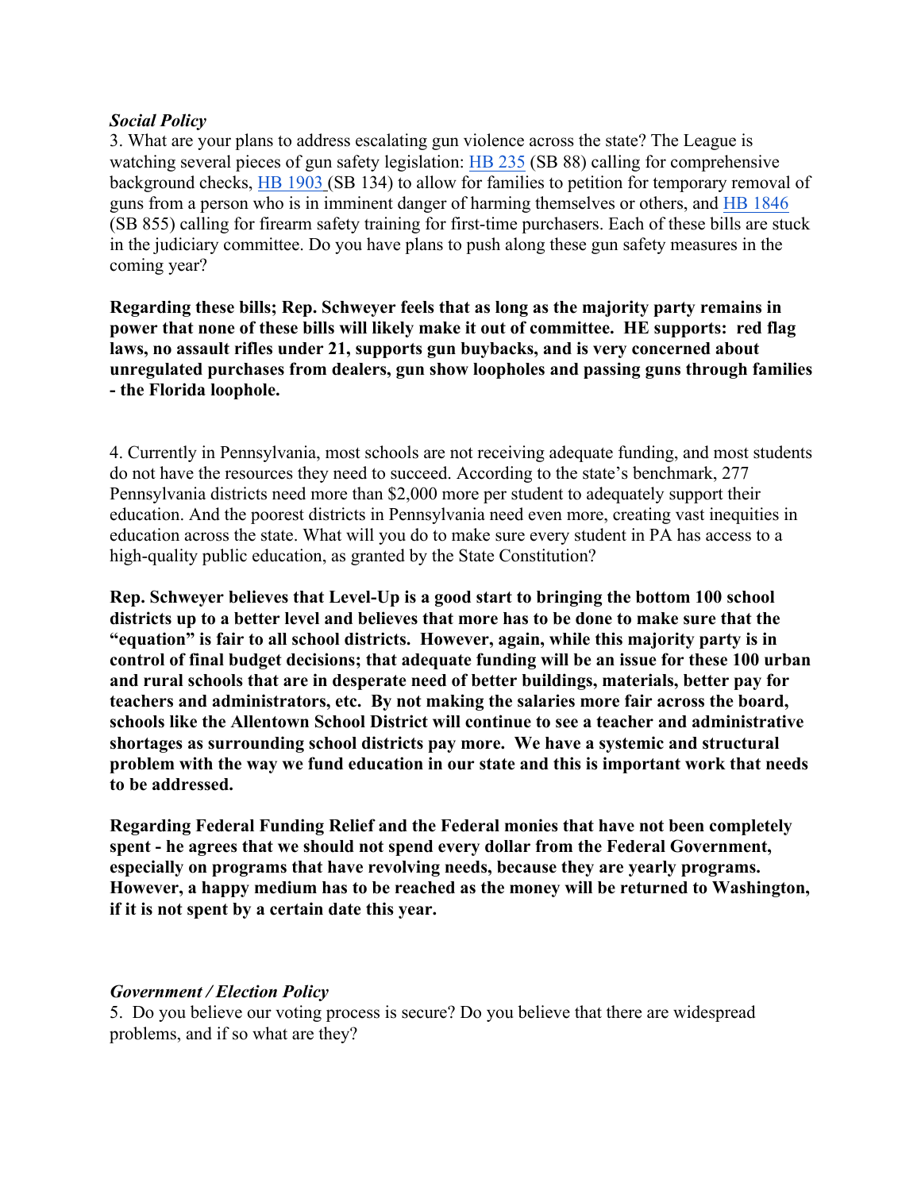***Social Policy***

3. What are your plans to address escalating gun violence across the state? The League is watching several pieces of gun safety legislation: HB 235 (SB 88) calling for comprehensive background checks, HB 1903 (SB 134) to allow for families to petition for temporary removal of guns from a person who is in imminent danger of harming themselves or others, and HB 1846 (SB 855) calling for firearm safety training for first-time purchasers. Each of these bills are stuck in the judiciary committee. Do you have plans to push along these gun safety measures in the coming year?

**Regarding these bills; Rep. Schweyer feels that as long as the majority party remains in power that none of these bills will likely make it out of committee. HE supports: red flag laws, no assault rifles under 21, supports gun buybacks, and is very concerned about unregulated purchases from dealers, gun show loopholes and passing guns through families - the Florida loophole.**

4. Currently in Pennsylvania, most schools are not receiving adequate funding, and most students do not have the resources they need to succeed. According to the state's benchmark, 277 Pennsylvania districts need more than $2,000 more per student to adequately support their education. And the poorest districts in Pennsylvania need even more, creating vast inequities in education across the state. What will you do to make sure every student in PA has access to a high-quality public education, as granted by the State Constitution?

**Rep. Schweyer believes that Level-Up is a good start to bringing the bottom 100 school districts up to a better level and believes that more has to be done to make sure that the "equation" is fair to all school districts. However, again, while this majority party is in control of final budget decisions; that adequate funding will be an issue for these 100 urban and rural schools that are in desperate need of better buildings, materials, better pay for teachers and administrators, etc. By not making the salaries more fair across the board, schools like the Allentown School District will continue to see a teacher and administrative shortages as surrounding school districts pay more. We have a systemic and structural problem with the way we fund education in our state and this is important work that needs to be addressed.**

**Regarding Federal Funding Relief and the Federal monies that have not been completely spent - he agrees that we should not spend every dollar from the Federal Government, especially on programs that have revolving needs, because they are yearly programs. However, a happy medium has to be reached as the money will be returned to Washington, if it is not spent by a certain date this year.**

***Government / Election Policy***

5. Do you believe our voting process is secure? Do you believe that there are widespread problems, and if so what are they?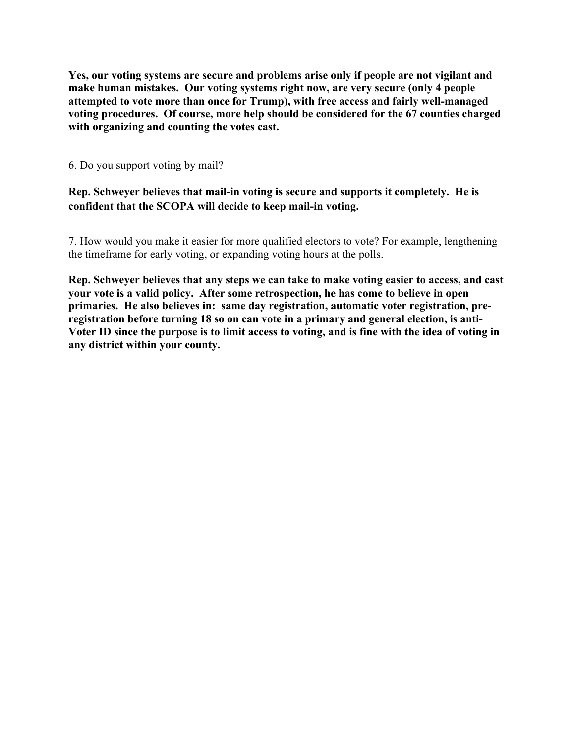**Yes, our voting systems are secure and problems arise only if people are not vigilant and make human mistakes. Our voting systems right now, are very secure (only 4 people attempted to vote more than once for Trump), with free access and fairly well-managed voting procedures. Of course, more help should be considered for the 67 counties charged with organizing and counting the votes cast.**

6. Do you support voting by mail?

**Rep. Schweyer believes that mail-in voting is secure and supports it completely. He is confident that the SCOPA will decide to keep mail-in voting.**

7. How would you make it easier for more qualified electors to vote? For example, lengthening the timeframe for early voting, or expanding voting hours at the polls.

**Rep. Schweyer believes that any steps we can take to make voting easier to access, and cast your vote is a valid policy. After some retrospection, he has come to believe in open primaries. He also believes in: same day registration, automatic voter registration, pre-registration before turning 18 so on can vote in a primary and general election, is anti-Voter ID since the purpose is to limit access to voting, and is fine with the idea of voting in any district within your county.**